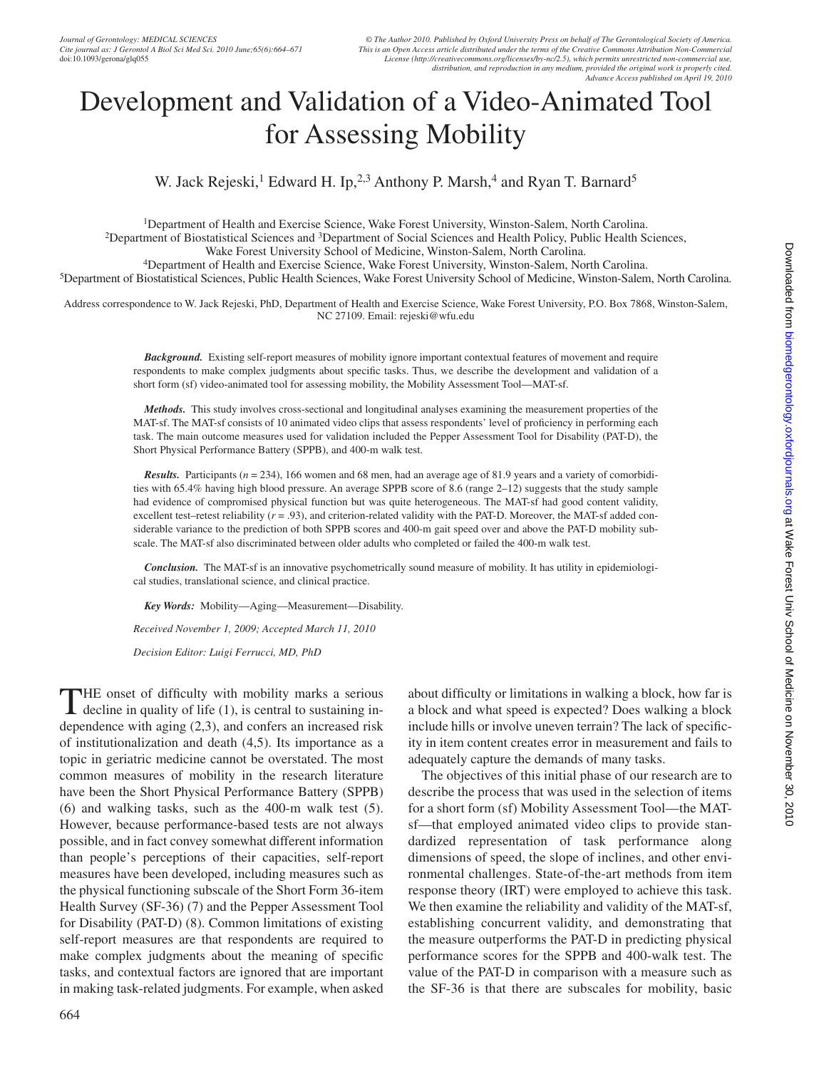# Development and Validation of a Video-Animated Tool for Assessing Mobility

W. Jack Rejeski,[1] Edward H. Ip,[2,3] Anthony P. Marsh,[4] and Ryan T. Barnard[5]

[1]Department of Health and Exercise Science, Wake Forest University, Winston-Salem, North Carolina.
[2]Department of Biostatistical Sciences and [3]Department of Social Sciences and Health Policy, Public Health Sciences, Wake Forest University School of Medicine, Winston-Salem, North Carolina.
[4]Department of Health and Exercise Science, Wake Forest University, Winston-Salem, North Carolina.
[5]Department of Biostatistical Sciences, Public Health Sciences, Wake Forest University School of Medicine, Winston-Salem, North Carolina.

Address correspondence to W. Jack Rejeski, PhD, Department of Health and Exercise Science, Wake Forest University, P.O. Box 7868, Winston-Salem, NC 27109. Email: rejeski@wfu.edu

***Background.*** Existing self-report measures of mobility ignore important contextual features of movement and require respondents to make complex judgments about specific tasks. Thus, we describe the development and validation of a short form (sf) video-animated tool for assessing mobility, the Mobility Assessment Tool—MAT-sf.

***Methods.*** This study involves cross-sectional and longitudinal analyses examining the measurement properties of the MAT-sf. The MAT-sf consists of 10 animated video clips that assess respondents' level of proficiency in performing each task. The main outcome measures used for validation included the Pepper Assessment Tool for Disability (PAT-D), the Short Physical Performance Battery (SPPB), and 400-m walk test.

***Results.*** Participants ($n$ = 234), 166 women and 68 men, had an average age of 81.9 years and a variety of comorbidities with 65.4% having high blood pressure. An average SPPB score of 8.6 (range 2–12) suggests that the study sample had evidence of compromised physical function but was quite heterogeneous. The MAT-sf had good content validity, excellent test–retest reliability ($r$ = .93), and criterion-related validity with the PAT-D. Moreover, the MAT-sf added considerable variance to the prediction of both SPPB scores and 400-m gait speed over and above the PAT-D mobility subscale. The MAT-sf also discriminated between older adults who completed or failed the 400-m walk test.

***Conclusion.*** The MAT-sf is an innovative psychometrically sound measure of mobility. It has utility in epidemiological studies, translational science, and clinical practice.

***Key Words:*** Mobility—Aging—Measurement—Disability.

*Received November 1, 2009; Accepted March 11, 2010*

*Decision Editor: Luigi Ferrucci, MD, PhD*

THE onset of difficulty with mobility marks a serious decline in quality of life (1), is central to sustaining independence with aging (2,3), and confers an increased risk of institutionalization and death (4,5). Its importance as a topic in geriatric medicine cannot be overstated. The most common measures of mobility in the research literature have been the Short Physical Performance Battery (SPPB) (6) and walking tasks, such as the 400-m walk test (5). However, because performance-based tests are not always possible, and in fact convey somewhat different information than people's perceptions of their capacities, self-report measures have been developed, including measures such as the physical functioning subscale of the Short Form 36-item Health Survey (SF-36) (7) and the Pepper Assessment Tool for Disability (PAT-D) (8). Common limitations of existing self-report measures are that respondents are required to make complex judgments about the meaning of specific tasks, and contextual factors are ignored that are important in making task-related judgments. For example, when asked about difficulty or limitations in walking a block, how far is a block and what speed is expected? Does walking a block include hills or involve uneven terrain? The lack of specificity in item content creates error in measurement and fails to adequately capture the demands of many tasks.

The objectives of this initial phase of our research are to describe the process that was used in the selection of items for a short form (sf) Mobility Assessment Tool—the MAT-sf—that employed animated video clips to provide standardized representation of task performance along dimensions of speed, the slope of inclines, and other environmental challenges. State-of-the-art methods from item response theory (IRT) were employed to achieve this task. We then examine the reliability and validity of the MAT-sf, establishing concurrent validity, and demonstrating that the measure outperforms the PAT-D in predicting physical performance scores for the SPPB and 400-walk test. The value of the PAT-D in comparison with a measure such as the SF-36 is that there are subscales for mobility, basic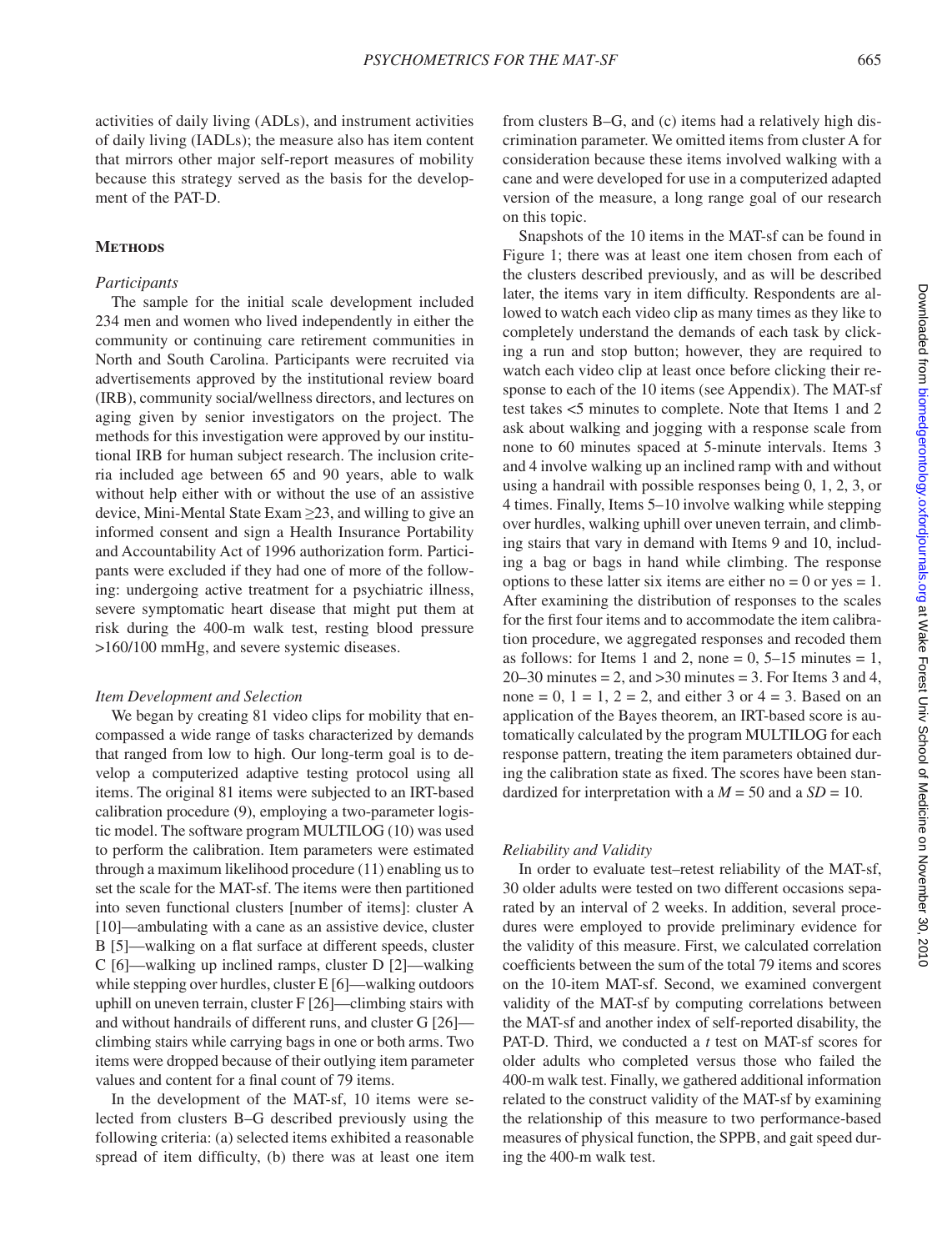activities of daily living (ADLs), and instrument activities of daily living (IADLs); the measure also has item content that mirrors other major self-report measures of mobility because this strategy served as the basis for the development of the PAT-D.

## Methods

### *Participants*

The sample for the initial scale development included 234 men and women who lived independently in either the community or continuing care retirement communities in North and South Carolina. Participants were recruited via advertisements approved by the institutional review board (IRB), community social/wellness directors, and lectures on aging given by senior investigators on the project. The methods for this investigation were approved by our institutional IRB for human subject research. The inclusion criteria included age between 65 and 90 years, able to walk without help either with or without the use of an assistive device, Mini-Mental State Exam ≥23, and willing to give an informed consent and sign a Health Insurance Portability and Accountability Act of 1996 authorization form. Participants were excluded if they had one of more of the following: undergoing active treatment for a psychiatric illness, severe symptomatic heart disease that might put them at risk during the 400-m walk test, resting blood pressure >160/100 mmHg, and severe systemic diseases.

### *Item Development and Selection*

We began by creating 81 video clips for mobility that encompassed a wide range of tasks characterized by demands that ranged from low to high. Our long-term goal is to develop a computerized adaptive testing protocol using all items. The original 81 items were subjected to an IRT-based calibration procedure (9), employing a two-parameter logistic model. The software program MULTILOG (10) was used to perform the calibration. Item parameters were estimated through a maximum likelihood procedure (11) enabling us to set the scale for the MAT-sf. The items were then partitioned into seven functional clusters [number of items]: cluster A [10]—ambulating with a cane as an assistive device, cluster B [5]—walking on a flat surface at different speeds, cluster C [6]—walking up inclined ramps, cluster D [2]—walking while stepping over hurdles, cluster E [6]—walking outdoors uphill on uneven terrain, cluster F [26]—climbing stairs with and without handrails of different runs, and cluster G [26]—climbing stairs while carrying bags in one or both arms. Two items were dropped because of their outlying item parameter values and content for a final count of 79 items.

In the development of the MAT-sf, 10 items were selected from clusters B–G described previously using the following criteria: (a) selected items exhibited a reasonable spread of item difficulty, (b) there was at least one item from clusters B–G, and (c) items had a relatively high discrimination parameter. We omitted items from cluster A for consideration because these items involved walking with a cane and were developed for use in a computerized adapted version of the measure, a long range goal of our research on this topic.

Snapshots of the 10 items in the MAT-sf can be found in Figure 1; there was at least one item chosen from each of the clusters described previously, and as will be described later, the items vary in item difficulty. Respondents are allowed to watch each video clip as many times as they like to completely understand the demands of each task by clicking a run and stop button; however, they are required to watch each video clip at least once before clicking their response to each of the 10 items (see Appendix). The MAT-sf test takes <5 minutes to complete. Note that Items 1 and 2 ask about walking and jogging with a response scale from none to 60 minutes spaced at 5-minute intervals. Items 3 and 4 involve walking up an inclined ramp with and without using a handrail with possible responses being 0, 1, 2, 3, or 4 times. Finally, Items 5–10 involve walking while stepping over hurdles, walking uphill over uneven terrain, and climbing stairs that vary in demand with Items 9 and 10, including a bag or bags in hand while climbing. The response options to these latter six items are either no = 0 or yes = 1. After examining the distribution of responses to the scales for the first four items and to accommodate the item calibration procedure, we aggregated responses and recoded them as follows: for Items 1 and 2, none = 0, 5–15 minutes = 1, 20–30 minutes = 2, and >30 minutes = 3. For Items 3 and 4, none = 0, 1 = 1, 2 = 2, and either 3 or 4 = 3. Based on an application of the Bayes theorem, an IRT-based score is automatically calculated by the program MULTILOG for each response pattern, treating the item parameters obtained during the calibration state as fixed. The scores have been standardized for interpretation with a $M = 50$ and a $SD = 10$.

### *Reliability and Validity*

In order to evaluate test–retest reliability of the MAT-sf, 30 older adults were tested on two different occasions separated by an interval of 2 weeks. In addition, several procedures were employed to provide preliminary evidence for the validity of this measure. First, we calculated correlation coefficients between the sum of the total 79 items and scores on the 10-item MAT-sf. Second, we examined convergent validity of the MAT-sf by computing correlations between the MAT-sf and another index of self-reported disability, the PAT-D. Third, we conducted a $t$ test on MAT-sf scores for older adults who completed versus those who failed the 400-m walk test. Finally, we gathered additional information related to the construct validity of the MAT-sf by examining the relationship of this measure to two performance-based measures of physical function, the SPPB, and gait speed during the 400-m walk test.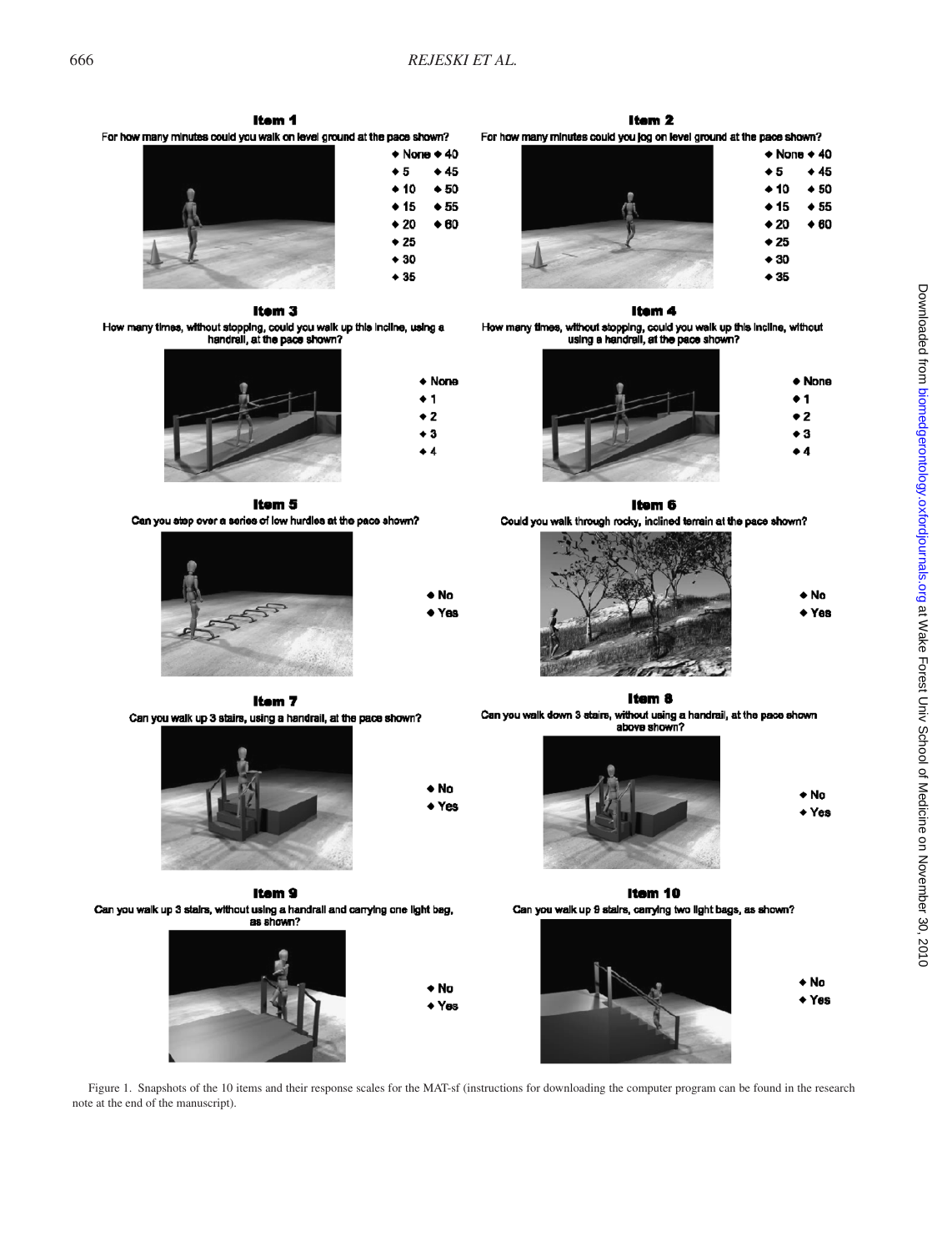**Item 1**

For how many minutes could you walk on level ground at the pace shown?

- None
- 5
- 10
- 15
- 20
- 25
- 30
- 35
- 40
- 45
- 50
- 55
- 60

**Item 2**

For how many minutes could you jog on level ground at the pace shown?

- None
- 5
- 10
- 15
- 20
- 25
- 30
- 35
- 40
- 45
- 50
- 55
- 60

**Item 3**

How many times, without stopping, could you walk up this incline, using a handrail, at the pace shown?

- None
- 1
- 2
- 3
- 4

**Item 4**

How many times, without stopping, could you walk up this incline, without using a handrail, at the pace shown?

- None
- 1
- 2
- 3
- 4

**Item 5**

Can you step over a series of low hurdles at the pace shown?

- No
- Yes

**Item 6**

Could you walk through rocky, inclined terrain at the pace shown?

- No
- Yes

**Item 7**

Can you walk up 3 stairs, using a handrail, at the pace shown?

- No
- Yes

**Item 8**

Can you walk down 3 stairs, without using a handrail, at the pace shown above shown?

- No
- Yes

**Item 9**

Can you walk up 3 stairs, without using a handrail and carrying one light bag, as shown?

- No
- Yes

**Item 10**

Can you walk up 9 stairs, carrying two light bags, as shown?

- No
- Yes

Figure 1. Snapshots of the 10 items and their response scales for the MAT-sf (instructions for downloading the computer program can be found in the research note at the end of the manuscript).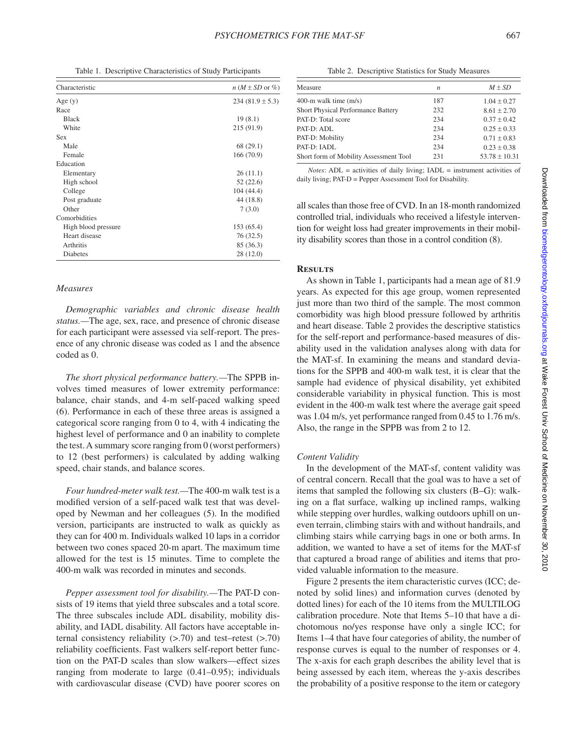Table 1. Descriptive Characteristics of Study Participants

| Characteristic | *n* (*M* ± *SD* or %) |
|---|---|
| Age (y) | 234 (81.9 ± 5.3) |
| Race | |
| Black | 19 (8.1) |
| White | 215 (91.9) |
| Sex | |
| Male | 68 (29.1) |
| Female | 166 (70.9) |
| Education | |
| Elementary | 26 (11.1) |
| High school | 52 (22.6) |
| College | 104 (44.4) |
| Post graduate | 44 (18.8) |
| Other | 7 (3.0) |
| Comorbidities | |
| High blood pressure | 153 (65.4) |
| Heart disease | 76 (32.5) |
| Arthritis | 85 (36.3) |
| Diabetes | 28 (12.0) |

### *Measures*

*Demographic variables and chronic disease health status.*—The age, sex, race, and presence of chronic disease for each participant were assessed via self-report. The presence of any chronic disease was coded as 1 and the absence coded as 0.

*The short physical performance battery.*—The SPPB involves timed measures of lower extremity performance: balance, chair stands, and 4-m self-paced walking speed (6). Performance in each of these three areas is assigned a categorical score ranging from 0 to 4, with 4 indicating the highest level of performance and 0 an inability to complete the test. A summary score ranging from 0 (worst performers) to 12 (best performers) is calculated by adding walking speed, chair stands, and balance scores.

*Four hundred-meter walk test.*—The 400-m walk test is a modified version of a self-paced walk test that was developed by Newman and her colleagues (5). In the modified version, participants are instructed to walk as quickly as they can for 400 m. Individuals walked 10 laps in a corridor between two cones spaced 20-m apart. The maximum time allowed for the test is 15 minutes. Time to complete the 400-m walk was recorded in minutes and seconds.

*Pepper assessment tool for disability.*—The PAT-D consists of 19 items that yield three subscales and a total score. The three subscales include ADL disability, mobility disability, and IADL disability. All factors have acceptable internal consistency reliability (>.70) and test–retest (>.70) reliability coefficients. Fast walkers self-report better function on the PAT-D scales than slow walkers—effect sizes ranging from moderate to large (0.41–0.95); individuals with cardiovascular disease (CVD) have poorer scores on all scales than those free of CVD. In an 18-month randomized controlled trial, individuals who received a lifestyle intervention for weight loss had greater improvements in their mobility disability scores than those in a control condition (8).

Table 2. Descriptive Statistics for Study Measures

| Measure | *n* | *M* ± *SD* |
|---|---|---|
| 400-m walk time (m/s) | 187 | 1.04 ± 0.27 |
| Short Physical Performance Battery | 232 | 8.61 ± 2.70 |
| PAT-D: Total score | 234 | 0.37 ± 0.42 |
| PAT-D: ADL | 234 | 0.25 ± 0.33 |
| PAT-D: Mobility | 234 | 0.71 ± 0.83 |
| PAT-D: IADL | 234 | 0.23 ± 0.38 |
| Short form of Mobility Assessment Tool | 231 | 53.78 ± 10.31 |

*Notes*: ADL = activities of daily living; IADL = instrument activities of daily living; PAT-D = Pepper Assessment Tool for Disability.

## Results

As shown in Table 1, participants had a mean age of 81.9 years. As expected for this age group, women represented just more than two third of the sample. The most common comorbidity was high blood pressure followed by arthritis and heart disease. Table 2 provides the descriptive statistics for the self-report and performance-based measures of disability used in the validation analyses along with data for the MAT-sf. In examining the means and standard deviations for the SPPB and 400-m walk test, it is clear that the sample had evidence of physical disability, yet exhibited considerable variability in physical function. This is most evident in the 400-m walk test where the average gait speed was 1.04 m/s, yet performance ranged from 0.45 to 1.76 m/s. Also, the range in the SPPB was from 2 to 12.

### *Content Validity*

In the development of the MAT-sf, content validity was of central concern. Recall that the goal was to have a set of items that sampled the following six clusters (B–G): walking on a flat surface, walking up inclined ramps, walking while stepping over hurdles, walking outdoors uphill on uneven terrain, climbing stairs with and without handrails, and climbing stairs while carrying bags in one or both arms. In addition, we wanted to have a set of items for the MAT-sf that captured a broad range of abilities and items that provided valuable information to the measure.

Figure 2 presents the item characteristic curves (ICC; denoted by solid lines) and information curves (denoted by dotted lines) for each of the 10 items from the MULTILOG calibration procedure. Note that Items 5–10 that have a dichotomous no/yes response have only a single ICC; for Items 1–4 that have four categories of ability, the number of response curves is equal to the number of responses or 4. The x-axis for each graph describes the ability level that is being assessed by each item, whereas the y-axis describes the probability of a positive response to the item or category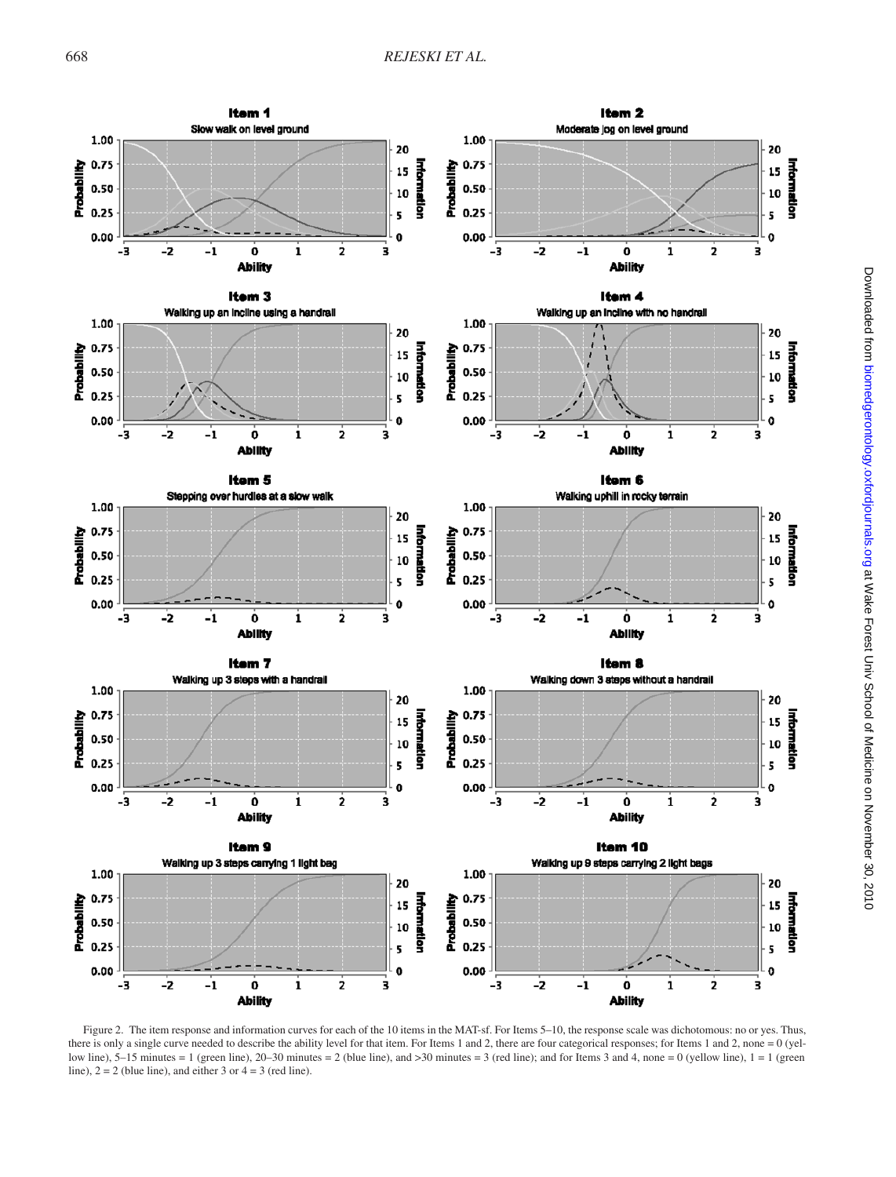Figure 2. The item response and information curves for each of the 10 items in the MAT-sf. For Items 5–10, the response scale was dichotomous: no or yes. Thus, there is only a single curve needed to describe the ability level for that item. For Items 1 and 2, there are four categorical responses; for Items 1 and 2, none = 0 (yellow line), 5–15 minutes = 1 (green line), 20–30 minutes = 2 (blue line), and >30 minutes = 3 (red line); and for Items 3 and 4, none = 0 (yellow line), 1 = 1 (green line), 2 = 2 (blue line), and either 3 or 4 = 3 (red line).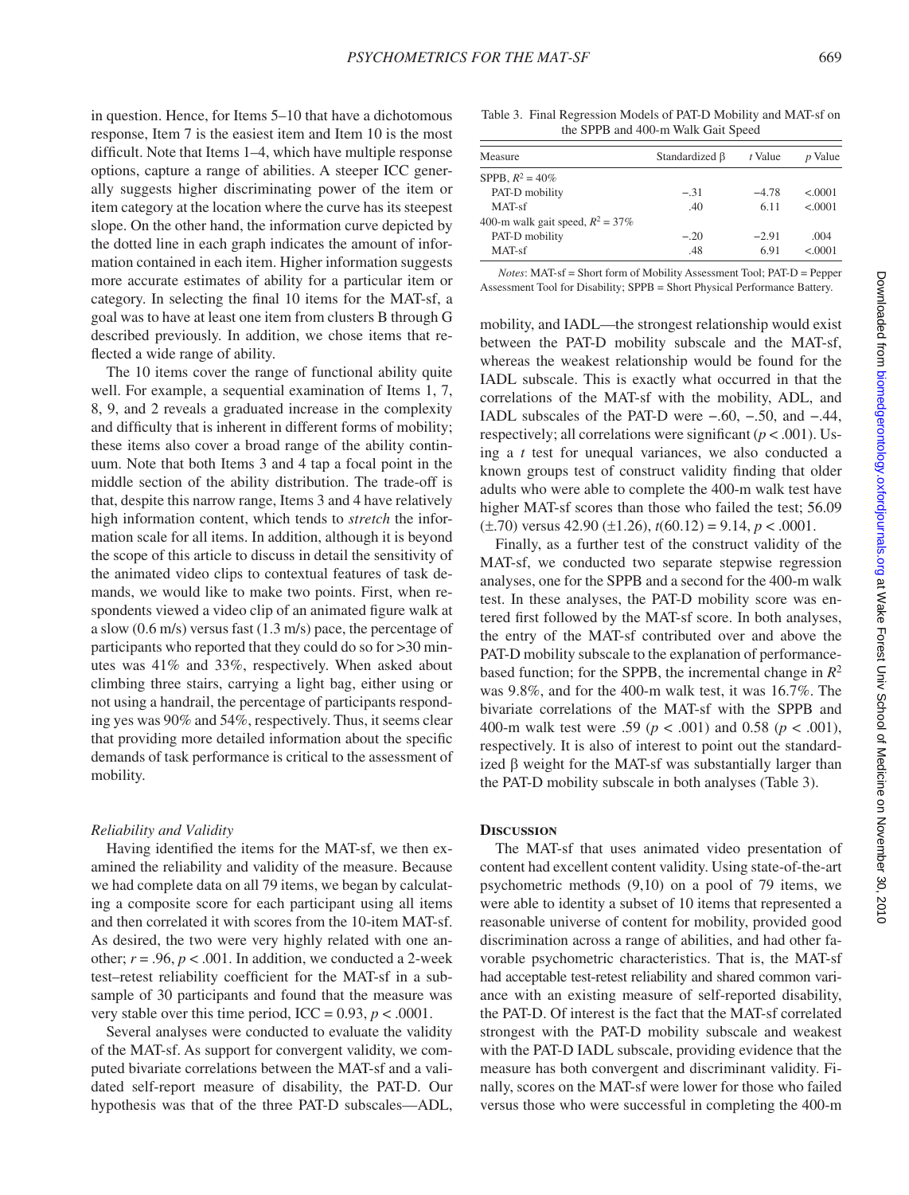in question. Hence, for Items 5–10 that have a dichotomous response, Item 7 is the easiest item and Item 10 is the most difficult. Note that Items 1–4, which have multiple response options, capture a range of abilities. A steeper ICC generally suggests higher discriminating power of the item or item category at the location where the curve has its steepest slope. On the other hand, the information curve depicted by the dotted line in each graph indicates the amount of information contained in each item. Higher information suggests more accurate estimates of ability for a particular item or category. In selecting the final 10 items for the MAT-sf, a goal was to have at least one item from clusters B through G described previously. In addition, we chose items that reflected a wide range of ability.

The 10 items cover the range of functional ability quite well. For example, a sequential examination of Items 1, 7, 8, 9, and 2 reveals a graduated increase in the complexity and difficulty that is inherent in different forms of mobility; these items also cover a broad range of the ability continuum. Note that both Items 3 and 4 tap a focal point in the middle section of the ability distribution. The trade-off is that, despite this narrow range, Items 3 and 4 have relatively high information content, which tends to *stretch* the information scale for all items. In addition, although it is beyond the scope of this article to discuss in detail the sensitivity of the animated video clips to contextual features of task demands, we would like to make two points. First, when respondents viewed a video clip of an animated figure walk at a slow (0.6 m/s) versus fast (1.3 m/s) pace, the percentage of participants who reported that they could do so for >30 minutes was 41% and 33%, respectively. When asked about climbing three stairs, carrying a light bag, either using or not using a handrail, the percentage of participants responding yes was 90% and 54%, respectively. Thus, it seems clear that providing more detailed information about the specific demands of task performance is critical to the assessment of mobility.

### *Reliability and Validity*

Having identified the items for the MAT-sf, we then examined the reliability and validity of the measure. Because we had complete data on all 79 items, we began by calculating a composite score for each participant using all items and then correlated it with scores from the 10-item MAT-sf. As desired, the two were very highly related with one another; $r = .96$, $p < .001$. In addition, we conducted a 2-week test–retest reliability coefficient for the MAT-sf in a subsample of 30 participants and found that the measure was very stable over this time period, ICC = 0.93, $p < .0001$.

Several analyses were conducted to evaluate the validity of the MAT-sf. As support for convergent validity, we computed bivariate correlations between the MAT-sf and a validated self-report measure of disability, the PAT-D. Our hypothesis was that of the three PAT-D subscales—ADL, mobility, and IADL—the strongest relationship would exist between the PAT-D mobility subscale and the MAT-sf, whereas the weakest relationship would be found for the IADL subscale. This is exactly what occurred in that the correlations of the MAT-sf with the mobility, ADL, and IADL subscales of the PAT-D were −.60, −.50, and −.44, respectively; all correlations were significant ($p < .001$). Using a $t$ test for unequal variances, we also conducted a known groups test of construct validity finding that older adults who were able to complete the 400-m walk test have higher MAT-sf scores than those who failed the test; 56.09 (±.70) versus 42.90 (±1.26), $t(60.12) = 9.14$, $p < .0001$.

Finally, as a further test of the construct validity of the MAT-sf, we conducted two separate stepwise regression analyses, one for the SPPB and a second for the 400-m walk test. In these analyses, the PAT-D mobility score was entered first followed by the MAT-sf score. In both analyses, the entry of the MAT-sf contributed over and above the PAT-D mobility subscale to the explanation of performance-based function; for the SPPB, the incremental change in $R^2$ was 9.8%, and for the 400-m walk test, it was 16.7%. The bivariate correlations of the MAT-sf with the SPPB and 400-m walk test were .59 ($p < .001$) and 0.58 ($p < .001$), respectively. It is also of interest to point out the standardized β weight for the MAT-sf was substantially larger than the PAT-D mobility subscale in both analyses (Table 3).

Table 3. Final Regression Models of PAT-D Mobility and MAT-sf on the SPPB and 400-m Walk Gait Speed

| Measure | Standardized β | $t$ Value | $p$ Value |
|---|---|---|---|
| SPPB, $R^2 = 40\%$ | | | |
| PAT-D mobility | −.31 | −4.78 | <.0001 |
| MAT-sf | .40 | 6.11 | <.0001 |
| 400-m walk gait speed, $R^2 = 37\%$ | | | |
| PAT-D mobility | −.20 | −2.91 | .004 |
| MAT-sf | .48 | 6.91 | <.0001 |

*Notes*: MAT-sf = Short form of Mobility Assessment Tool; PAT-D = Pepper Assessment Tool for Disability; SPPB = Short Physical Performance Battery.

## Discussion

The MAT-sf that uses animated video presentation of content had excellent content validity. Using state-of-the-art psychometric methods (9,10) on a pool of 79 items, we were able to identity a subset of 10 items that represented a reasonable universe of content for mobility, provided good discrimination across a range of abilities, and had other favorable psychometric characteristics. That is, the MAT-sf had acceptable test-retest reliability and shared common variance with an existing measure of self-reported disability, the PAT-D. Of interest is the fact that the MAT-sf correlated strongest with the PAT-D mobility subscale and weakest with the PAT-D IADL subscale, providing evidence that the measure has both convergent and discriminant validity. Finally, scores on the MAT-sf were lower for those who failed versus those who were successful in completing the 400-m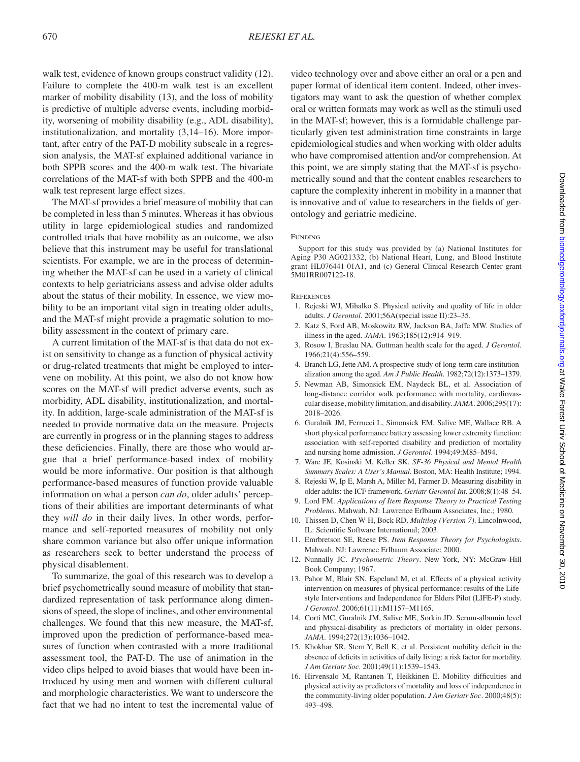walk test, evidence of known groups construct validity (12). Failure to complete the 400-m walk test is an excellent marker of mobility disability (13), and the loss of mobility is predictive of multiple adverse events, including morbidity, worsening of mobility disability (e.g., ADL disability), institutionalization, and mortality (3,14–16). More important, after entry of the PAT-D mobility subscale in a regression analysis, the MAT-sf explained additional variance in both SPPB scores and the 400-m walk test. The bivariate correlations of the MAT-sf with both SPPB and the 400-m walk test represent large effect sizes.

The MAT-sf provides a brief measure of mobility that can be completed in less than 5 minutes. Whereas it has obvious utility in large epidemiological studies and randomized controlled trials that have mobility as an outcome, we also believe that this instrument may be useful for translational scientists. For example, we are in the process of determining whether the MAT-sf can be used in a variety of clinical contexts to help geriatricians assess and advise older adults about the status of their mobility. In essence, we view mobility to be an important vital sign in treating older adults, and the MAT-sf might provide a pragmatic solution to mobility assessment in the context of primary care.

A current limitation of the MAT-sf is that data do not exist on sensitivity to change as a function of physical activity or drug-related treatments that might be employed to intervene on mobility. At this point, we also do not know how scores on the MAT-sf will predict adverse events, such as morbidity, ADL disability, institutionalization, and mortality. In addition, large-scale administration of the MAT-sf is needed to provide normative data on the measure. Projects are currently in progress or in the planning stages to address these deficiencies. Finally, there are those who would argue that a brief performance-based index of mobility would be more informative. Our position is that although performance-based measures of function provide valuable information on what a person *can do*, older adults' perceptions of their abilities are important determinants of what they *will do* in their daily lives. In other words, performance and self-reported measures of mobility not only share common variance but also offer unique information as researchers seek to better understand the process of physical disablement.

To summarize, the goal of this research was to develop a brief psychometrically sound measure of mobility that standardized representation of task performance along dimensions of speed, the slope of inclines, and other environmental challenges. We found that this new measure, the MAT-sf, improved upon the prediction of performance-based measures of function when contrasted with a more traditional assessment tool, the PAT-D. The use of animation in the video clips helped to avoid biases that would have been introduced by using men and women with different cultural and morphologic characteristics. We want to underscore the fact that we had no intent to test the incremental value of video technology over and above either an oral or a pen and paper format of identical item content. Indeed, other investigators may want to ask the question of whether complex oral or written formats may work as well as the stimuli used in the MAT-sf; however, this is a formidable challenge particularly given test administration time constraints in large epidemiological studies and when working with older adults who have compromised attention and/or comprehension. At this point, we are simply stating that the MAT-sf is psychometrically sound and that the content enables researchers to capture the complexity inherent in mobility in a manner that is innovative and of value to researchers in the fields of gerontology and geriatric medicine.

## Funding

Support for this study was provided by (a) National Institutes for Aging P30 AG021332, (b) National Heart, Lung, and Blood Institute grant HL076441-01A1, and (c) General Clinical Research Center grant 5M01RR007122-18.

## References

1. Rejeski WJ, Mihalko S. Physical activity and quality of life in older adults. *J Gerontol*. 2001;56A(special issue II):23–35.
2. Katz S, Ford AB, Moskowitz RW, Jackson BA, Jaffe MW. Studies of illness in the aged. *JAMA*. 1963;185(12):914–919.
3. Rosow I, Breslau NA. Guttman health scale for the aged. *J Gerontol*. 1966;21(4):556–559.
4. Branch LG, Jette AM. A prospective-study of long-term care institutionalization among the aged. *Am J Public Health*. 1982;72(12):1373–1379.
5. Newman AB, Simonsick EM, Naydeck BL, et al. Association of long-distance corridor walk performance with mortality, cardiovascular disease, mobility limitation, and disability. *JAMA*. 2006;295(17):2018–2026.
6. Guralnik JM, Ferrucci L, Simonsick EM, Salive ME, Wallace RB. A short physical performance battery assessing lower extremity function: association with self-reported disability and prediction of mortality and nursing home admission. *J Gerontol*. 1994;49:M85–M94.
7. Ware JE, Kosinski M, Keller SK. *SF-36 Physical and Mental Health Summary Scales: A User's Manual*. Boston, MA: Health Institute; 1994.
8. Rejeski W, Ip E, Marsh A, Miller M, Farmer D. Measuring disability in older adults: the ICF framework. *Geriatr Gerontol Int*. 2008;8(1):48–54.
9. Lord FM. *Applications of Item Response Theory to Practical Testing Problems*. Mahwah, NJ: Lawrence Erlbaum Associates, Inc.; 1980.
10. Thissen D, Chen W-H, Bock RD. *Multilog (Version 7)*. Lincolnwood, IL: Scientific Software International; 2003.
11. Emrbretson SE, Reese PS. *Item Response Theory for Psychologists*. Mahwah, NJ: Lawrence Erlbaum Associate; 2000.
12. Nunnally JC. *Psychometric Theory*. New York, NY: McGraw-Hill Book Company; 1967.
13. Pahor M, Blair SN, Espeland M, et al. Effects of a physical activity intervention on measures of physical performance: results of the Lifestyle Interventions and Independence for Elders Pilot (LIFE-P) study. *J Gerontol*. 2006;61(11):M1157–M1165.
14. Corti MC, Guralnik JM, Salive ME, Sorkin JD. Serum-albumin level and physical-disability as predictors of mortality in older persons. *JAMA*. 1994;272(13):1036–1042.
15. Khokhar SR, Stern Y, Bell K, et al. Persistent mobility deficit in the absence of deficits in activities of daily living: a risk factor for mortality. *J Am Geriatr Soc*. 2001;49(11):1539–1543.
16. Hirvensalo M, Rantanen T, Heikkinen E. Mobility difficulties and physical activity as predictors of mortality and loss of independence in the community-living older population. *J Am Geriatr Soc*. 2000;48(5):493–498.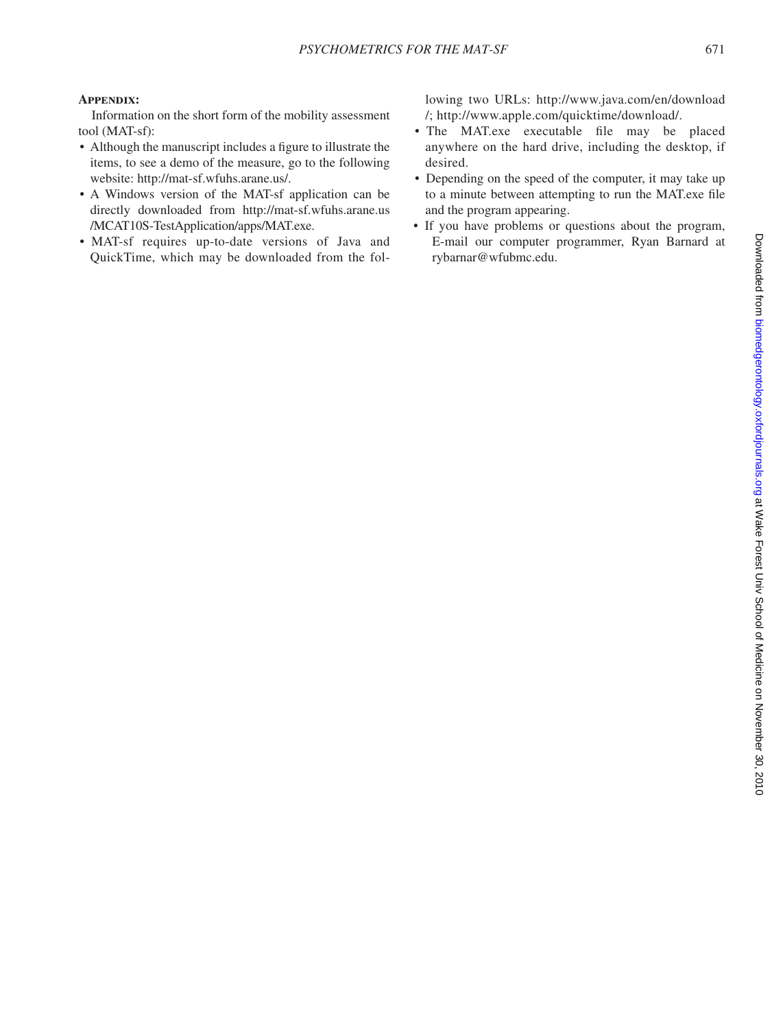## Appendix:

Information on the short form of the mobility assessment tool (MAT-sf):

- Although the manuscript includes a figure to illustrate the items, to see a demo of the measure, go to the following website: http://mat-sf.wfuhs.arane.us/.
- A Windows version of the MAT-sf application can be directly downloaded from http://mat-sf.wfuhs.arane.us/MCAT10S-TestApplication/apps/MAT.exe.
- MAT-sf requires up-to-date versions of Java and QuickTime, which may be downloaded from the following two URLs: http://www.java.com/en/download/; http://www.apple.com/quicktime/download/.
- The MAT.exe executable file may be placed anywhere on the hard drive, including the desktop, if desired.
- Depending on the speed of the computer, it may take up to a minute between attempting to run the MAT.exe file and the program appearing.
- If you have problems or questions about the program, E-mail our computer programmer, Ryan Barnard at rybarnar@wfubmc.edu.